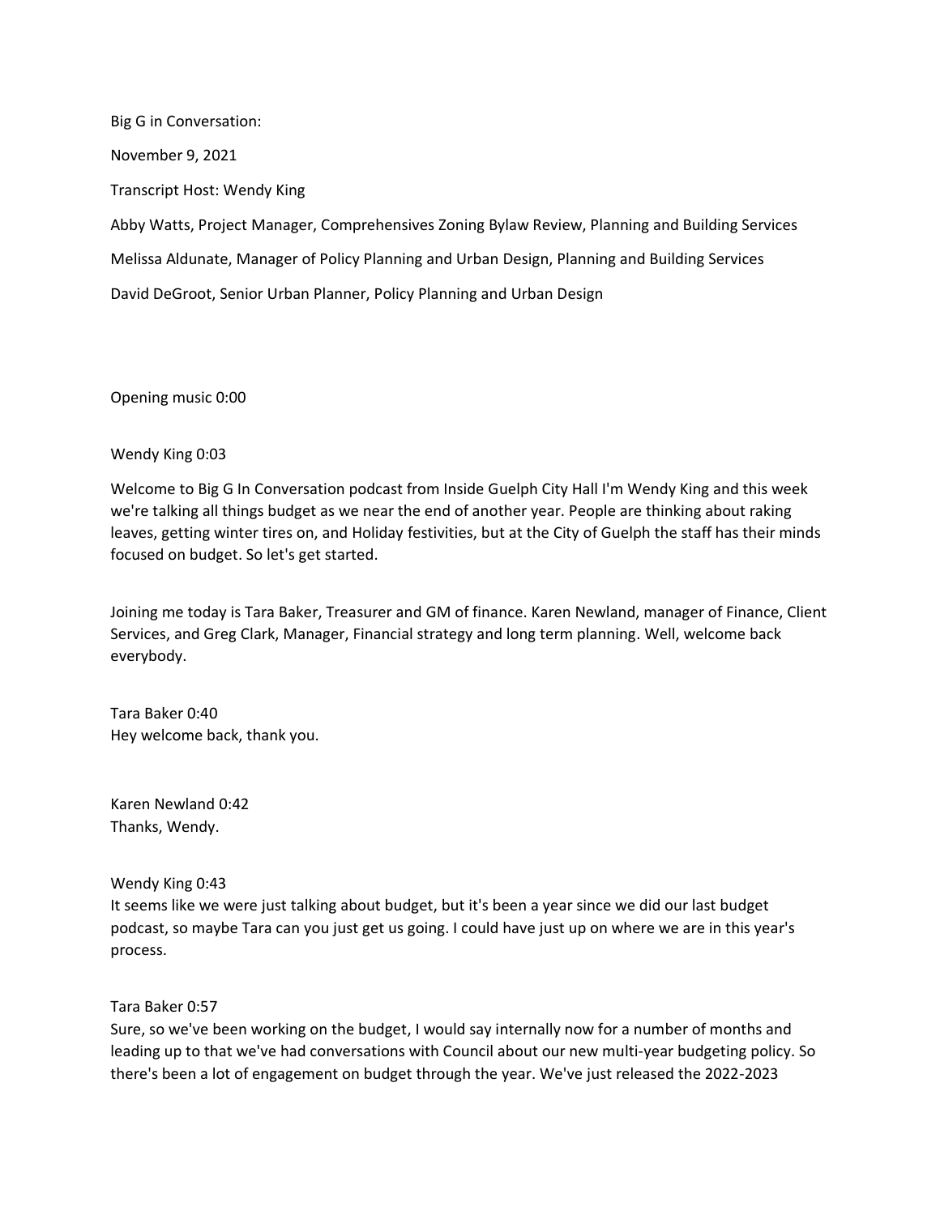Big G in Conversation:

November 9, 2021

Transcript Host: Wendy King

Abby Watts, Project Manager, Comprehensives Zoning Bylaw Review, Planning and Building Services

Melissa Aldunate, Manager of Policy Planning and Urban Design, Planning and Building Services

David DeGroot, Senior Urban Planner, Policy Planning and Urban Design

Opening music 0:00

Wendy King 0:03

Welcome to Big G In Conversation podcast from Inside Guelph City Hall I'm Wendy King and this week we're talking all things budget as we near the end of another year. People are thinking about raking leaves, getting winter tires on, and Holiday festivities, but at the City of Guelph the staff has their minds focused on budget. So let's get started.

Joining me today is Tara Baker, Treasurer and GM of finance. Karen Newland, manager of Finance, Client Services, and Greg Clark, Manager, Financial strategy and long term planning. Well, welcome back everybody.

Tara Baker 0:40
Hey welcome back, thank you.

Karen Newland 0:42
Thanks, Wendy.

Wendy King 0:43
It seems like we were just talking about budget, but it's been a year since we did our last budget podcast, so maybe Tara can you just get us going. I could have just up on where we are in this year's process.

Tara Baker 0:57
Sure, so we've been working on the budget, I would say internally now for a number of months and leading up to that we've had conversations with Council about our new multi-year budgeting policy. So there's been a lot of engagement on budget through the year. We've just released the 2022-2023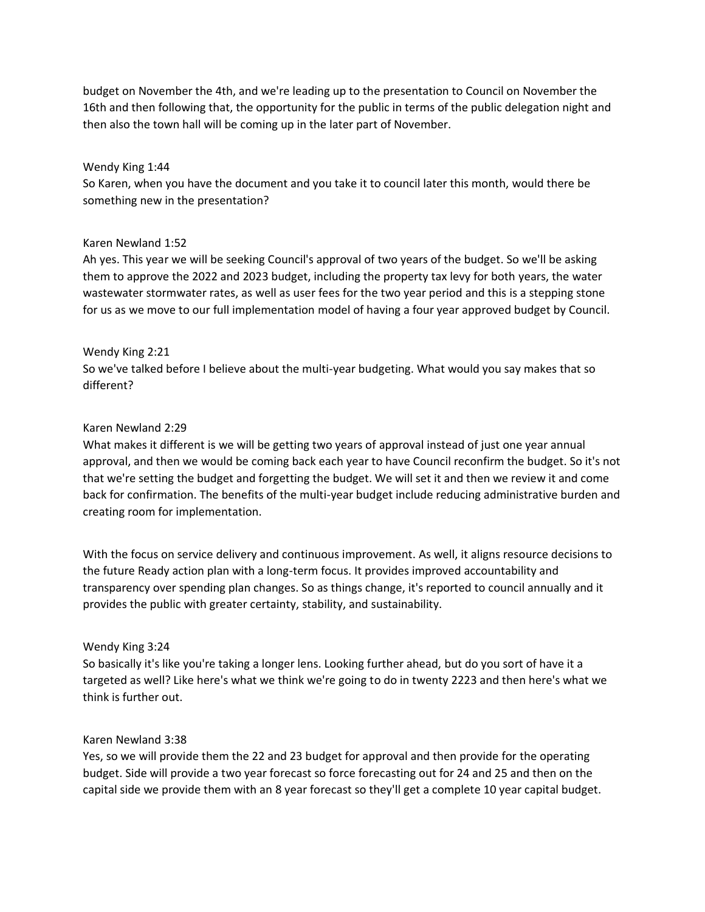budget on November the 4th, and we're leading up to the presentation to Council on November the 16th and then following that, the opportunity for the public in terms of the public delegation night and then also the town hall will be coming up in the later part of November.

Wendy King 1:44
So Karen, when you have the document and you take it to council later this month, would there be something new in the presentation?

Karen Newland 1:52
Ah yes. This year we will be seeking Council's approval of two years of the budget. So we'll be asking them to approve the 2022 and 2023 budget, including the property tax levy for both years, the water wastewater stormwater rates, as well as user fees for the two year period and this is a stepping stone for us as we move to our full implementation model of having a four year approved budget by Council.

Wendy King 2:21
So we've talked before I believe about the multi-year budgeting. What would you say makes that so different?

Karen Newland 2:29
What makes it different is we will be getting two years of approval instead of just one year annual approval, and then we would be coming back each year to have Council reconfirm the budget. So it's not that we're setting the budget and forgetting the budget. We will set it and then we review it and come back for confirmation. The benefits of the multi-year budget include reducing administrative burden and creating room for implementation.

With the focus on service delivery and continuous improvement. As well, it aligns resource decisions to the future Ready action plan with a long-term focus. It provides improved accountability and transparency over spending plan changes. So as things change, it's reported to council annually and it provides the public with greater certainty, stability, and sustainability.

Wendy King 3:24
So basically it's like you're taking a longer lens. Looking further ahead, but do you sort of have it a targeted as well? Like here's what we think we're going to do in twenty 2223 and then here's what we think is further out.

Karen Newland 3:38
Yes, so we will provide them the 22 and 23 budget for approval and then provide for the operating budget. Side will provide a two year forecast so force forecasting out for 24 and 25 and then on the capital side we provide them with an 8 year forecast so they'll get a complete 10 year capital budget.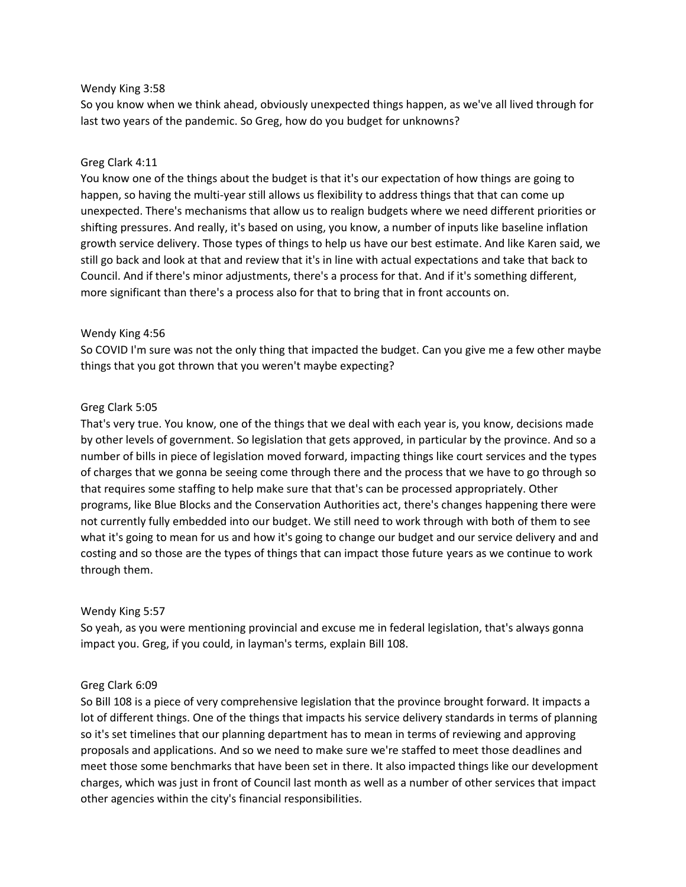Wendy King 3:58
So you know when we think ahead, obviously unexpected things happen, as we've all lived through for last two years of the pandemic. So Greg, how do you budget for unknowns?

Greg Clark 4:11
You know one of the things about the budget is that it's our expectation of how things are going to happen, so having the multi-year still allows us flexibility to address things that that can come up unexpected. There's mechanisms that allow us to realign budgets where we need different priorities or shifting pressures. And really, it's based on using, you know, a number of inputs like baseline inflation growth service delivery. Those types of things to help us have our best estimate. And like Karen said, we still go back and look at that and review that it's in line with actual expectations and take that back to Council. And if there's minor adjustments, there's a process for that. And if it's something different, more significant than there's a process also for that to bring that in front accounts on.

Wendy King 4:56
So COVID I'm sure was not the only thing that impacted the budget. Can you give me a few other maybe things that you got thrown that you weren't maybe expecting?

Greg Clark 5:05
That's very true. You know, one of the things that we deal with each year is, you know, decisions made by other levels of government. So legislation that gets approved, in particular by the province. And so a number of bills in piece of legislation moved forward, impacting things like court services and the types of charges that we gonna be seeing come through there and the process that we have to go through so that requires some staffing to help make sure that that's can be processed appropriately. Other programs, like Blue Blocks and the Conservation Authorities act, there's changes happening there were not currently fully embedded into our budget. We still need to work through with both of them to see what it's going to mean for us and how it's going to change our budget and our service delivery and and costing and so those are the types of things that can impact those future years as we continue to work through them.

Wendy King 5:57
So yeah, as you were mentioning provincial and excuse me in federal legislation, that's always gonna impact you. Greg, if you could, in layman's terms, explain Bill 108.

Greg Clark 6:09
So Bill 108 is a piece of very comprehensive legislation that the province brought forward. It impacts a lot of different things. One of the things that impacts his service delivery standards in terms of planning so it's set timelines that our planning department has to mean in terms of reviewing and approving proposals and applications. And so we need to make sure we're staffed to meet those deadlines and meet those some benchmarks that have been set in there. It also impacted things like our development charges, which was just in front of Council last month as well as a number of other services that impact other agencies within the city's financial responsibilities.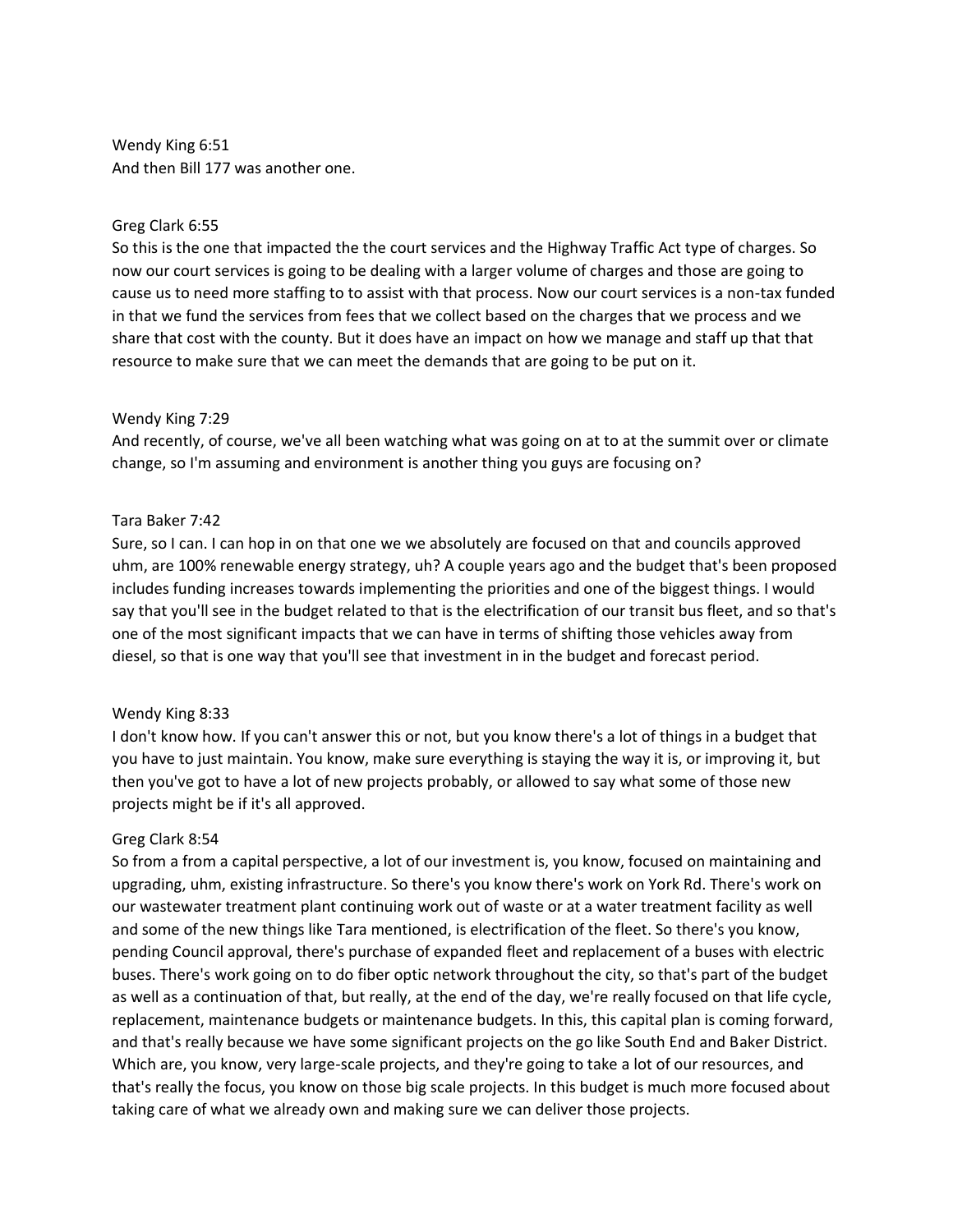Wendy King 6:51
And then Bill 177 was another one.

Greg Clark 6:55
So this is the one that impacted the the court services and the Highway Traffic Act type of charges. So now our court services is going to be dealing with a larger volume of charges and those are going to cause us to need more staffing to to assist with that process. Now our court services is a non-tax funded in that we fund the services from fees that we collect based on the charges that we process and we share that cost with the county. But it does have an impact on how we manage and staff up that that resource to make sure that we can meet the demands that are going to be put on it.

Wendy King 7:29
And recently, of course, we've all been watching what was going on at to at the summit over or climate change, so I'm assuming and environment is another thing you guys are focusing on?

Tara Baker 7:42
Sure, so I can. I can hop in on that one we we absolutely are focused on that and councils approved uhm, are 100% renewable energy strategy, uh? A couple years ago and the budget that's been proposed includes funding increases towards implementing the priorities and one of the biggest things. I would say that you'll see in the budget related to that is the electrification of our transit bus fleet, and so that's one of the most significant impacts that we can have in terms of shifting those vehicles away from diesel, so that is one way that you'll see that investment in in the budget and forecast period.

Wendy King 8:33
I don't know how. If you can't answer this or not, but you know there's a lot of things in a budget that you have to just maintain. You know, make sure everything is staying the way it is, or improving it, but then you've got to have a lot of new projects probably, or allowed to say what some of those new projects might be if it's all approved.

Greg Clark 8:54
So from a from a capital perspective, a lot of our investment is, you know, focused on maintaining and upgrading, uhm, existing infrastructure. So there's you know there's work on York Rd. There's work on our wastewater treatment plant continuing work out of waste or at a water treatment facility as well and some of the new things like Tara mentioned, is electrification of the fleet. So there's you know, pending Council approval, there's purchase of expanded fleet and replacement of a buses with electric buses. There's work going on to do fiber optic network throughout the city, so that's part of the budget as well as a continuation of that, but really, at the end of the day, we're really focused on that life cycle, replacement, maintenance budgets or maintenance budgets. In this, this capital plan is coming forward, and that's really because we have some significant projects on the go like South End and Baker District. Which are, you know, very large-scale projects, and they're going to take a lot of our resources, and that's really the focus, you know on those big scale projects. In this budget is much more focused about taking care of what we already own and making sure we can deliver those projects.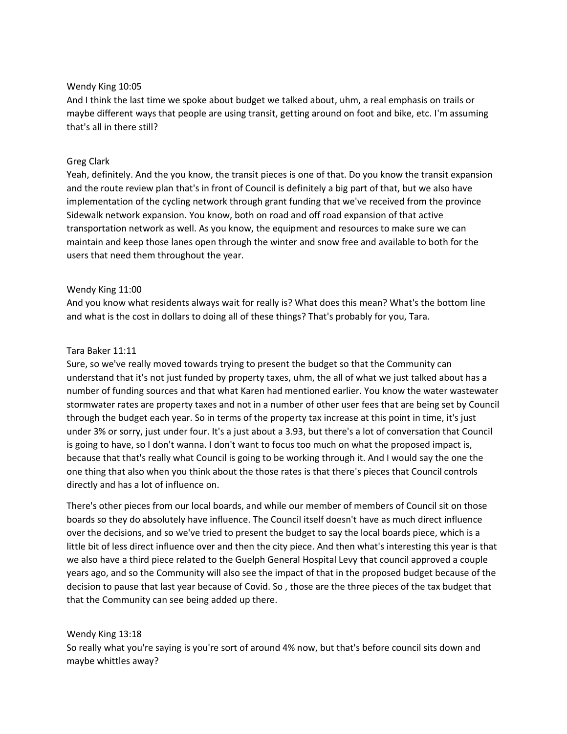Wendy King 10:05

And I think the last time we spoke about budget we talked about, uhm, a real emphasis on trails or maybe different ways that people are using transit, getting around on foot and bike, etc. I'm assuming that's all in there still?

Greg Clark

Yeah, definitely. And the you know, the transit pieces is one of that. Do you know the transit expansion and the route review plan that's in front of Council is definitely a big part of that, but we also have implementation of the cycling network through grant funding that we've received from the province Sidewalk network expansion. You know, both on road and off road expansion of that active transportation network as well. As you know, the equipment and resources to make sure we can maintain and keep those lanes open through the winter and snow free and available to both for the users that need them throughout the year.

Wendy King 11:00

And you know what residents always wait for really is? What does this mean? What's the bottom line and what is the cost in dollars to doing all of these things? That's probably for you, Tara.

Tara Baker 11:11

Sure, so we've really moved towards trying to present the budget so that the Community can understand that it's not just funded by property taxes, uhm, the all of what we just talked about has a number of funding sources and that what Karen had mentioned earlier. You know the water wastewater stormwater rates are property taxes and not in a number of other user fees that are being set by Council through the budget each year. So in terms of the property tax increase at this point in time, it's just under 3% or sorry, just under four. It's a just about a 3.93, but there's a lot of conversation that Council is going to have, so I don't wanna. I don't want to focus too much on what the proposed impact is, because that that's really what Council is going to be working through it. And I would say the one the one thing that also when you think about the those rates is that there's pieces that Council controls directly and has a lot of influence on.

There's other pieces from our local boards, and while our member of members of Council sit on those boards so they do absolutely have influence. The Council itself doesn't have as much direct influence over the decisions, and so we've tried to present the budget to say the local boards piece, which is a little bit of less direct influence over and then the city piece. And then what's interesting this year is that we also have a third piece related to the Guelph General Hospital Levy that council approved a couple years ago, and so the Community will also see the impact of that in the proposed budget because of the decision to pause that last year because of Covid. So , those are the three pieces of the tax budget that that the Community can see being added up there.

Wendy King 13:18

So really what you're saying is you're sort of around 4% now, but that's before council sits down and maybe whittles away?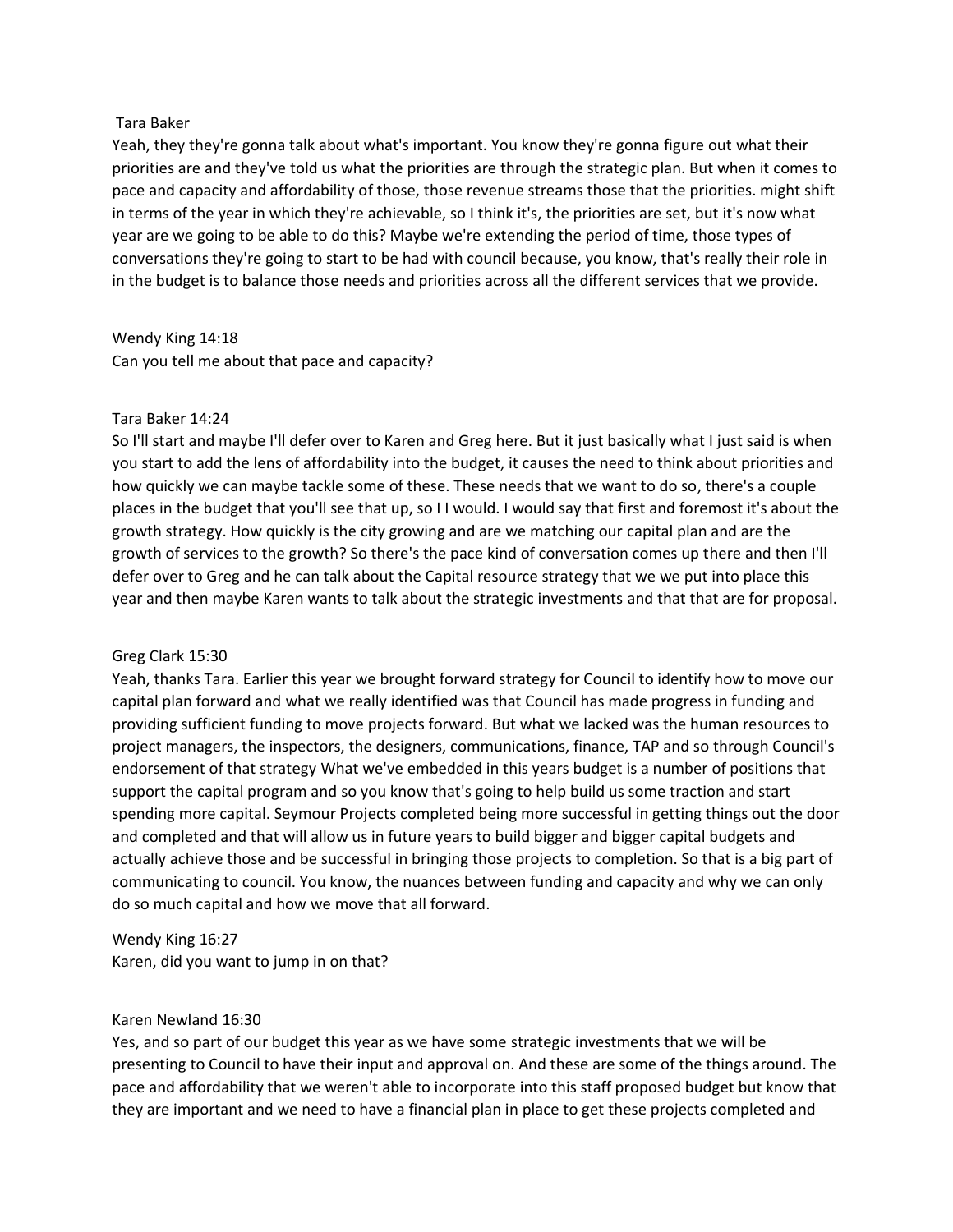Tara Baker

Yeah, they they're gonna talk about what's important. You know they're gonna figure out what their priorities are and they've told us what the priorities are through the strategic plan. But when it comes to pace and capacity and affordability of those, those revenue streams those that the priorities. might shift in terms of the year in which they're achievable, so I think it's, the priorities are set, but it's now what year are we going to be able to do this? Maybe we're extending the period of time, those types of conversations they're going to start to be had with council because, you know, that's really their role in in the budget is to balance those needs and priorities across all the different services that we provide.

Wendy King 14:18

Can you tell me about that pace and capacity?

Tara Baker 14:24

So I'll start and maybe I'll defer over to Karen and Greg here. But it just basically what I just said is when you start to add the lens of affordability into the budget, it causes the need to think about priorities and how quickly we can maybe tackle some of these. These needs that we want to do so, there's a couple places in the budget that you'll see that up, so I I would. I would say that first and foremost it's about the growth strategy. How quickly is the city growing and are we matching our capital plan and are the growth of services to the growth? So there's the pace kind of conversation comes up there and then I'll defer over to Greg and he can talk about the Capital resource strategy that we we put into place this year and then maybe Karen wants to talk about the strategic investments and that that are for proposal.

Greg Clark 15:30

Yeah, thanks Tara. Earlier this year we brought forward strategy for Council to identify how to move our capital plan forward and what we really identified was that Council has made progress in funding and providing sufficient funding to move projects forward. But what we lacked was the human resources to project managers, the inspectors, the designers, communications, finance, TAP and so through Council's endorsement of that strategy What we've embedded in this years budget is a number of positions that support the capital program and so you know that's going to help build us some traction and start spending more capital. Seymour Projects completed being more successful in getting things out the door and completed and that will allow us in future years to build bigger and bigger capital budgets and actually achieve those and be successful in bringing those projects to completion. So that is a big part of communicating to council. You know, the nuances between funding and capacity and why we can only do so much capital and how we move that all forward.

Wendy King 16:27

Karen, did you want to jump in on that?

Karen Newland 16:30

Yes, and so part of our budget this year as we have some strategic investments that we will be presenting to Council to have their input and approval on. And these are some of the things around. The pace and affordability that we weren't able to incorporate into this staff proposed budget but know that they are important and we need to have a financial plan in place to get these projects completed and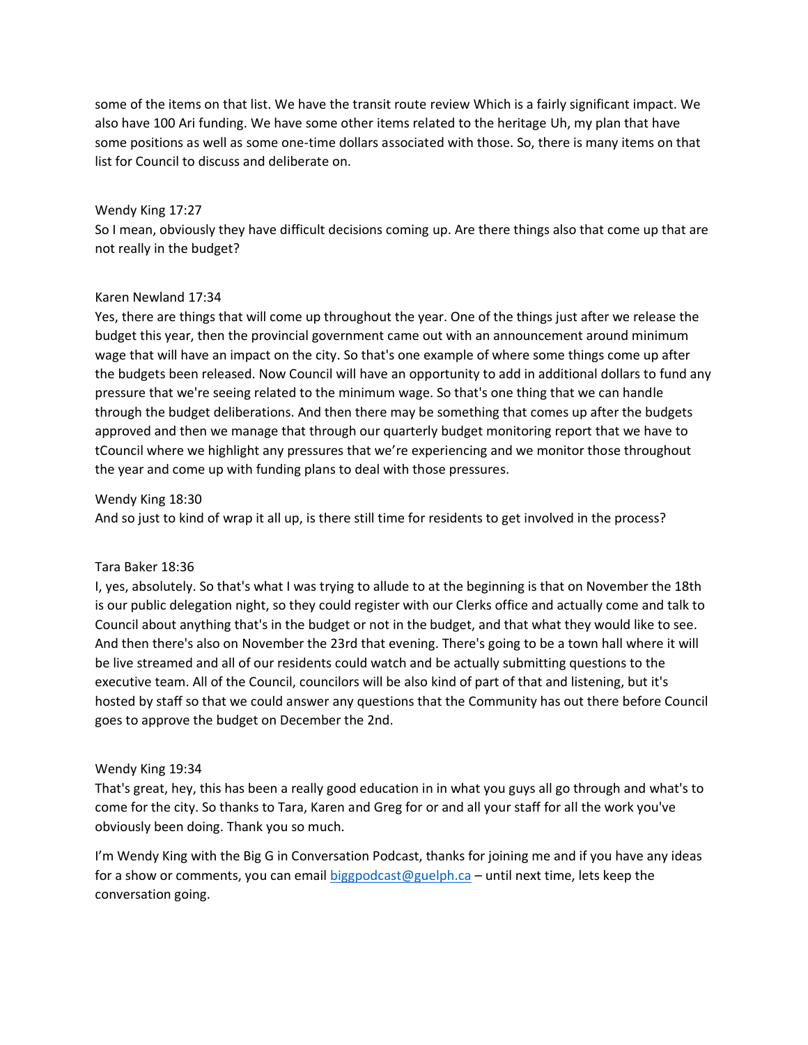some of the items on that list. We have the transit route review Which is a fairly significant impact. We also have 100 Ari funding. We have some other items related to the heritage Uh, my plan that have some positions as well as some one-time dollars associated with those. So, there is many items on that list for Council to discuss and deliberate on.

Wendy King 17:27
So I mean, obviously they have difficult decisions coming up. Are there things also that come up that are not really in the budget?

Karen Newland 17:34
Yes, there are things that will come up throughout the year. One of the things just after we release the budget this year, then the provincial government came out with an announcement around minimum wage that will have an impact on the city. So that's one example of where some things come up after the budgets been released. Now Council will have an opportunity to add in additional dollars to fund any pressure that we're seeing related to the minimum wage. So that's one thing that we can handle through the budget deliberations. And then there may be something that comes up after the budgets approved and then we manage that through our quarterly budget monitoring report that we have to tCouncil where we highlight any pressures that we're experiencing and we monitor those throughout the year and come up with funding plans to deal with those pressures.

Wendy King 18:30
And so just to kind of wrap it all up, is there still time for residents to get involved in the process?

Tara Baker 18:36
I, yes, absolutely. So that's what I was trying to allude to at the beginning is that on November the 18th is our public delegation night, so they could register with our Clerks office and actually come and talk to Council about anything that's in the budget or not in the budget, and that what they would like to see. And then there's also on November the 23rd that evening. There's going to be a town hall where it will be live streamed and all of our residents could watch and be actually submitting questions to the executive team. All of the Council, councilors will be also kind of part of that and listening, but it's hosted by staff so that we could answer any questions that the Community has out there before Council goes to approve the budget on December the 2nd.

Wendy King 19:34
That's great, hey, this has been a really good education in in what you guys all go through and what's to come for the city. So thanks to Tara, Karen and Greg for or and all your staff for all the work you've obviously been doing. Thank you so much.

I'm Wendy King with the Big G in Conversation Podcast, thanks for joining me and if you have any ideas for a show or comments, you can email biggpodcast@guelph.ca – until next time, lets keep the conversation going.